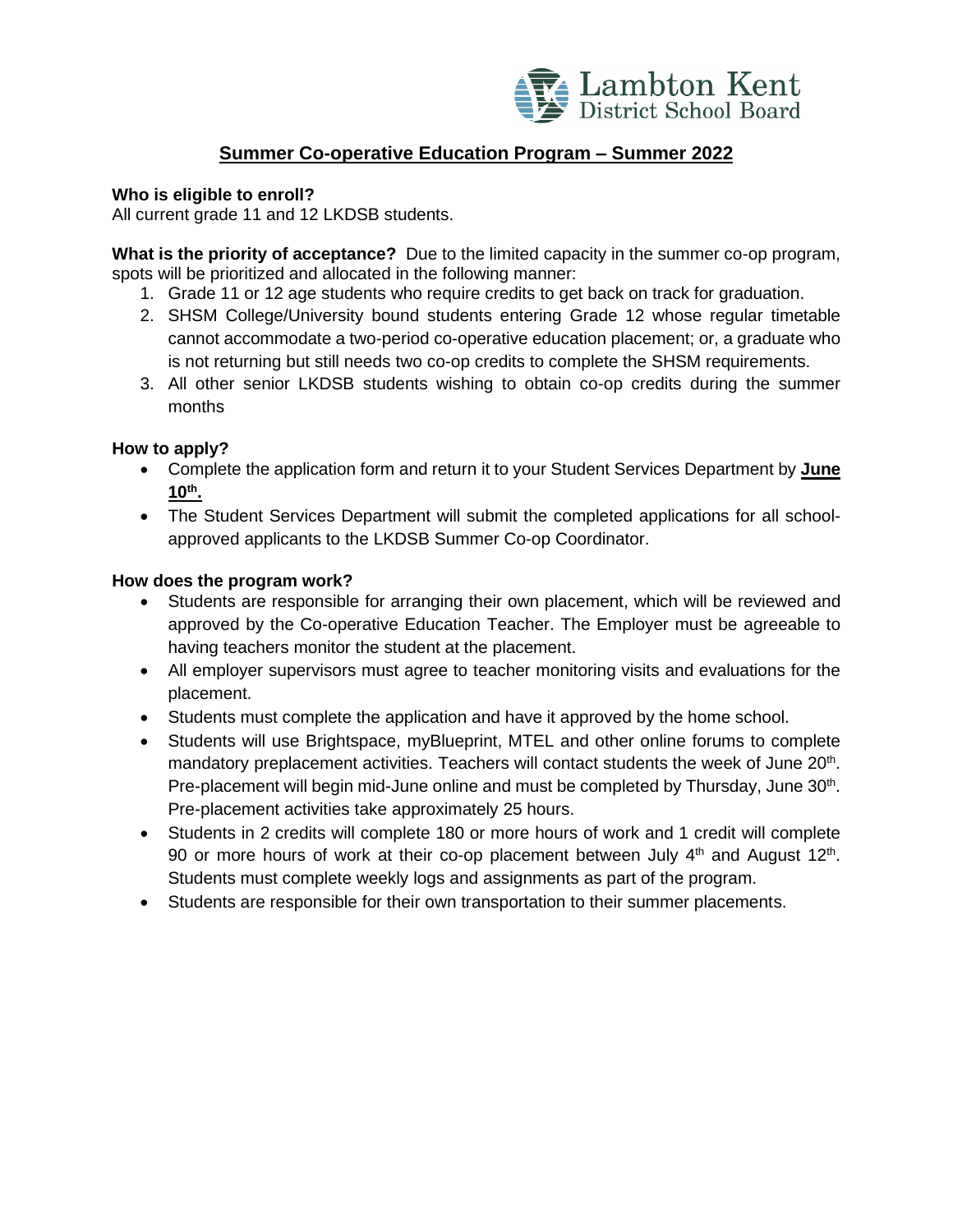Lambton Kent District School Board

## Summer Co-operative Education Program – Summer 2022

**Who is eligible to enroll?**
All current grade 11 and 12 LKDSB students.

**What is the priority of acceptance?** Due to the limited capacity in the summer co-op program, spots will be prioritized and allocated in the following manner:

1. Grade 11 or 12 age students who require credits to get back on track for graduation.
2. SHSM College/University bound students entering Grade 12 whose regular timetable cannot accommodate a two-period co-operative education placement; or, a graduate who is not returning but still needs two co-op credits to complete the SHSM requirements.
3. All other senior LKDSB students wishing to obtain co-op credits during the summer months

**How to apply?**

- Complete the application form and return it to your Student Services Department by **June 10th.**
- The Student Services Department will submit the completed applications for all school-approved applicants to the LKDSB Summer Co-op Coordinator.

**How does the program work?**

- Students are responsible for arranging their own placement, which will be reviewed and approved by the Co-operative Education Teacher. The Employer must be agreeable to having teachers monitor the student at the placement.
- All employer supervisors must agree to teacher monitoring visits and evaluations for the placement.
- Students must complete the application and have it approved by the home school.
- Students will use Brightspace, myBlueprint, MTEL and other online forums to complete mandatory preplacement activities. Teachers will contact students the week of June 20th. Pre-placement will begin mid-June online and must be completed by Thursday, June 30th. Pre-placement activities take approximately 25 hours.
- Students in 2 credits will complete 180 or more hours of work and 1 credit will complete 90 or more hours of work at their co-op placement between July 4th and August 12th. Students must complete weekly logs and assignments as part of the program.
- Students are responsible for their own transportation to their summer placements.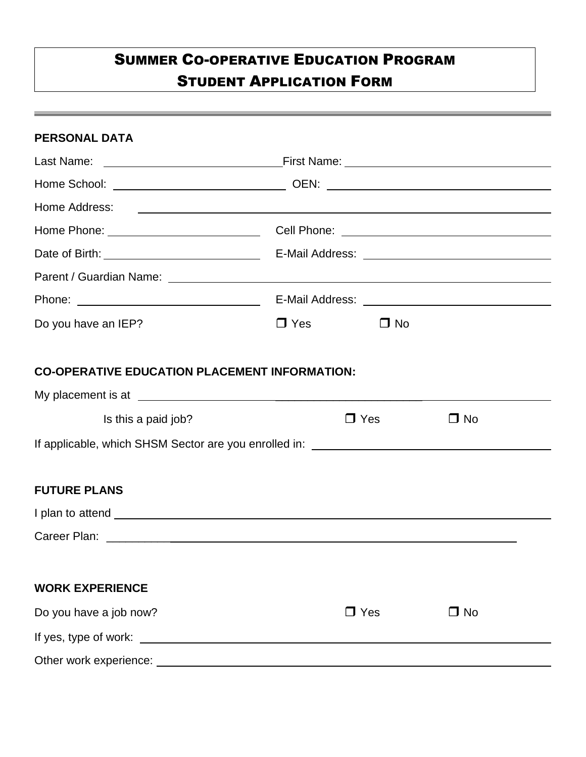# Summer Co-operative Education Program
# Student Application Form

---

**PERSONAL DATA**

Last Name: ______________________________ First Name: ______________________________

Home School: ______________________________ OEN: ______________________________

Home Address: ____________________________________________________________

Home Phone: ______________________________ Cell Phone: ______________________________

Date of Birth: ______________________________ E-Mail Address: ______________________________

Parent / Guardian Name: ____________________________________________________________

Phone: ______________________________ E-Mail Address: ______________________________

Do you have an IEP? ❒ Yes ❒ No

**CO-OPERATIVE EDUCATION PLACEMENT INFORMATION:**

My placement is at ____________________________________________________________

Is this a paid job? ❒ Yes ❒ No

If applicable, which SHSM Sector are you enrolled in: ______________________________

**FUTURE PLANS**

I plan to attend ____________________________________________________________

Career Plan: ____________________________________________________________

**WORK EXPERIENCE**

Do you have a job now? ❒ Yes ❒ No

If yes, type of work: ____________________________________________________________

Other work experience: ____________________________________________________________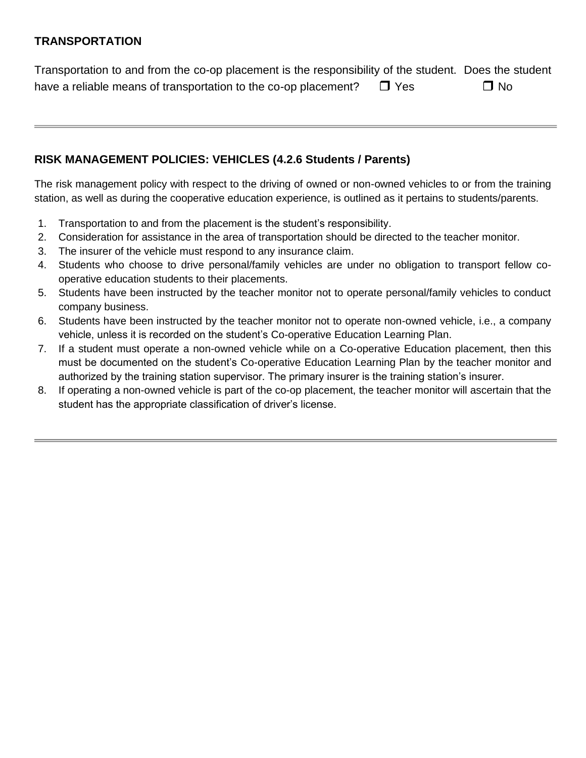**TRANSPORTATION**

Transportation to and from the co-op placement is the responsibility of the student. Does the student have a reliable means of transportation to the co-op placement? ❐ Yes ❐ No

---

**RISK MANAGEMENT POLICIES: VEHICLES (4.2.6 Students / Parents)**

The risk management policy with respect to the driving of owned or non-owned vehicles to or from the training station, as well as during the cooperative education experience, is outlined as it pertains to students/parents.

1. Transportation to and from the placement is the student's responsibility.
2. Consideration for assistance in the area of transportation should be directed to the teacher monitor.
3. The insurer of the vehicle must respond to any insurance claim.
4. Students who choose to drive personal/family vehicles are under no obligation to transport fellow co-operative education students to their placements.
5. Students have been instructed by the teacher monitor not to operate personal/family vehicles to conduct company business.
6. Students have been instructed by the teacher monitor not to operate non-owned vehicle, i.e., a company vehicle, unless it is recorded on the student's Co-operative Education Learning Plan.
7. If a student must operate a non-owned vehicle while on a Co-operative Education placement, then this must be documented on the student's Co-operative Education Learning Plan by the teacher monitor and authorized by the training station supervisor. The primary insurer is the training station's insurer.
8. If operating a non-owned vehicle is part of the co-op placement, the teacher monitor will ascertain that the student has the appropriate classification of driver's license.

---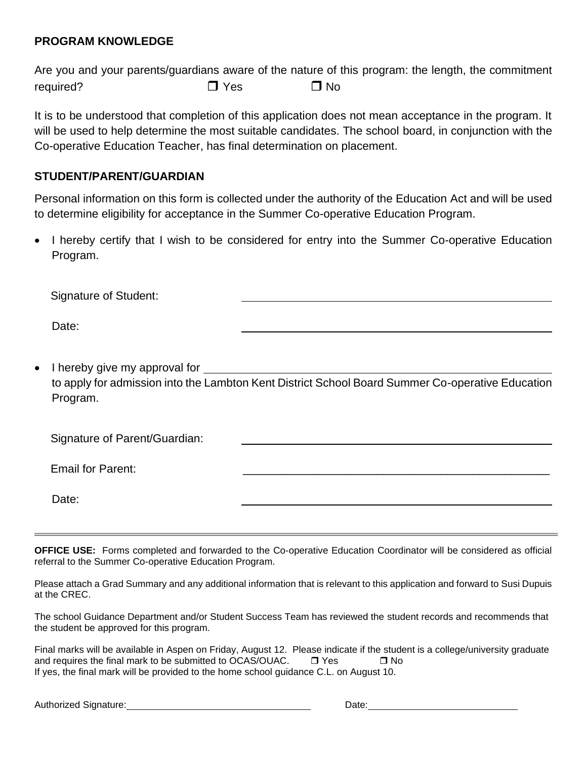## PROGRAM KNOWLEDGE

Are you and your parents/guardians aware of the nature of this program: the length, the commitment required? ❒ Yes ❒ No

It is to be understood that completion of this application does not mean acceptance in the program. It will be used to help determine the most suitable candidates. The school board, in conjunction with the Co-operative Education Teacher, has final determination on placement.

## STUDENT/PARENT/GUARDIAN

Personal information on this form is collected under the authority of the Education Act and will be used to determine eligibility for acceptance in the Summer Co-operative Education Program.

- I hereby certify that I wish to be considered for entry into the Summer Co-operative Education Program.

Signature of Student: ______________________________

Date: ______________________________

- I hereby give my approval for ______________________________ to apply for admission into the Lambton Kent District School Board Summer Co-operative Education Program.

Signature of Parent/Guardian: ______________________________

Email for Parent: ______________________________

Date: ______________________________

---

**OFFICE USE:** Forms completed and forwarded to the Co-operative Education Coordinator will be considered as official referral to the Summer Co-operative Education Program.

Please attach a Grad Summary and any additional information that is relevant to this application and forward to Susi Dupuis at the CREC.

The school Guidance Department and/or Student Success Team has reviewed the student records and recommends that the student be approved for this program.

Final marks will be available in Aspen on Friday, August 12. Please indicate if the student is a college/university graduate and requires the final mark to be submitted to OCAS/OUAC. ❒ Yes ❒ No
If yes, the final mark will be provided to the home school guidance C.L. on August 10.

Authorized Signature: ______________________________ Date: ______________________________